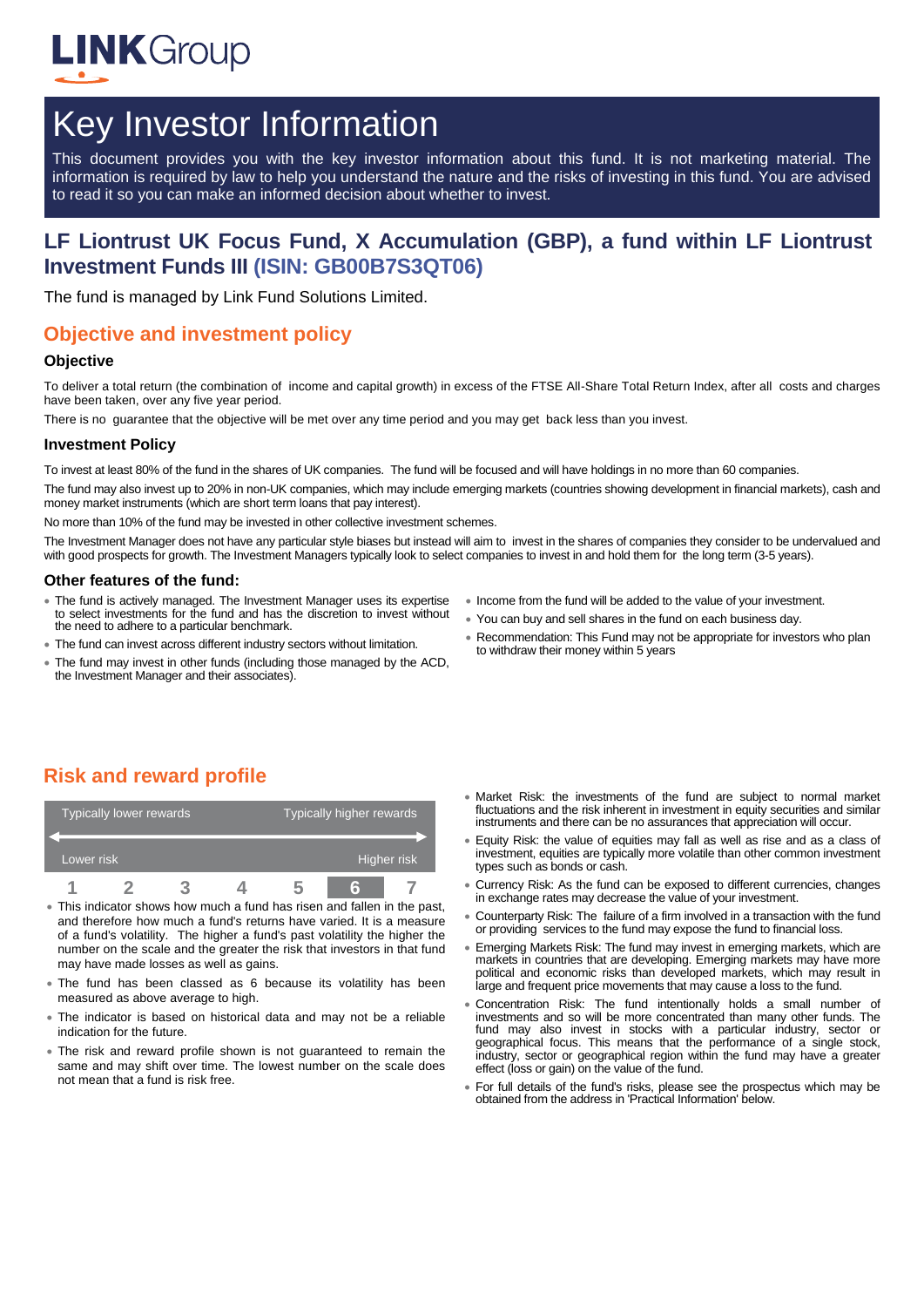# Key Investor Information

This document provides you with the key investor information about this fund. It is not marketing material. The information is required by law to help you understand the nature and the risks of investing in this fund. You are advised to read it so you can make an informed decision about whether to invest.

## LF Liontrust UK Focus Fund, X Accumulation (GBP), a fund within LF Liontrust Investment Funds III (ISIN: GB00B7S3QT06)

The fund is managed by Link Fund Solutions Limited.

## Objective and investment policy

### Objective

To deliver a total return (the combination of income and capital growth) in excess of the FTSE All-Share Total Return Index, after all costs and charges have been taken, over any five year period.

There is no guarantee that the objective will be met over any time period and you may get back less than you invest.

### Investment Policy

To invest at least 80% of the fund in the shares of UK companies. The fund will be focused and will have holdings in no more than 60 companies.

The fund may also invest up to 20% in non-UK companies, which may include emerging markets (countries showing development in financial markets), cash and money market instruments (which are short term loans that pay interest).

No more than 10% of the fund may be invested in other collective investment schemes.

The Investment Manager does not have any particular style biases but instead will aim to invest in the shares of companies they consider to be undervalued and with good prospects for growth. The Investment Managers typically look to select companies to invest in and hold them for the long term (3-5 years).

### Other features of the fund:

- The fund is actively managed. The Investment Manager uses its expertise to select investments for the fund and has the discretion to invest without the need to adhere to a particular benchmark.
- The fund can invest across different industry sectors without limitation.
- The fund may invest in other funds (including those managed by the ACD, the Investment Manager and their associates).
- Income from the fund will be added to the value of your investment.
- You can buy and sell shares in the fund on each business day.
- Recommendation: This Fund may not be appropriate for investors who plan to withdraw their money within 5 years

## Risk and reward profile

| Typically lower rewards | | | | | | Typically higher rewards |
|---|---|---|---|---|---|---|
| Lower risk | | | | | | Higher risk |
| 1 | 2 | 3 | 4 | 5 | **6** | 7 |

- This indicator shows how much a fund has risen and fallen in the past, and therefore how much a fund's returns have varied. It is a measure of a fund's volatility. The higher a fund's past volatility the higher the number on the scale and the greater the risk that investors in that fund may have made losses as well as gains.
- The fund has been classed as 6 because its volatility has been measured as above average to high.
- The indicator is based on historical data and may not be a reliable indication for the future.
- The risk and reward profile shown is not guaranteed to remain the same and may shift over time. The lowest number on the scale does not mean that a fund is risk free.
- Market Risk: the investments of the fund are subject to normal market fluctuations and the risk inherent in investment in equity securities and similar instruments and there can be no assurances that appreciation will occur.
- Equity Risk: the value of equities may fall as well as rise and as a class of investment, equities are typically more volatile than other common investment types such as bonds or cash.
- Currency Risk: As the fund can be exposed to different currencies, changes in exchange rates may decrease the value of your investment.
- Counterparty Risk: The failure of a firm involved in a transaction with the fund or providing services to the fund may expose the fund to financial loss.
- Emerging Markets Risk: The fund may invest in emerging markets, which are markets in countries that are developing. Emerging markets may have more political and economic risks than developed markets, which may result in large and frequent price movements that may cause a loss to the fund.
- Concentration Risk: The fund intentionally holds a small number of investments and so will be more concentrated than many other funds. The fund may also invest in stocks with a particular industry, sector or geographical focus. This means that the performance of a single stock, industry, sector or geographical region within the fund may have a greater effect (loss or gain) on the value of the fund.
- For full details of the fund's risks, please see the prospectus which may be obtained from the address in 'Practical Information' below.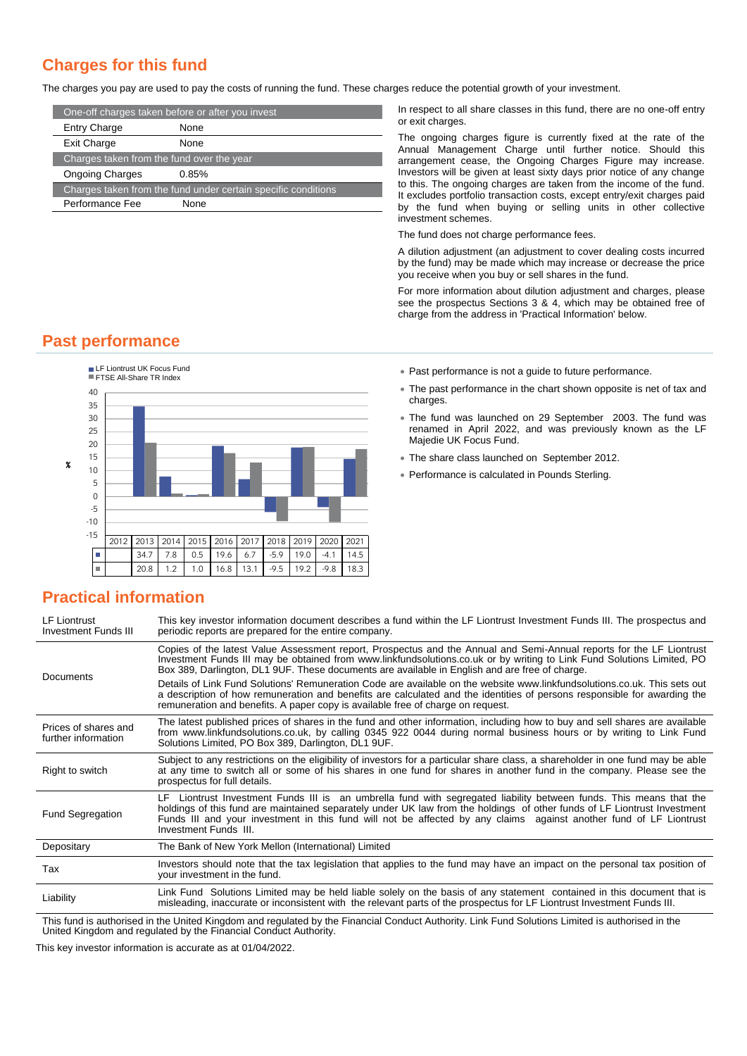## Charges for this fund

The charges you pay are used to pay the costs of running the fund. These charges reduce the potential growth of your investment.

| | |
|---|---|
| **One-off charges taken before or after you invest** | |
| Entry Charge | None |
| Exit Charge | None |
| **Charges taken from the fund over the year** | |
| Ongoing Charges | 0.85% |
| **Charges taken from the fund under certain specific conditions** | |
| Performance Fee | None |

In respect to all share classes in this fund, there are no one-off entry or exit charges.

The ongoing charges figure is currently fixed at the rate of the Annual Management Charge until further notice. Should this arrangement cease, the Ongoing Charges Figure may increase. Investors will be given at least sixty days prior notice of any change to this. The ongoing charges are taken from the income of the fund. It excludes portfolio transaction costs, except entry/exit charges paid by the fund when buying or selling units in other collective investment schemes.

The fund does not charge performance fees.

A dilution adjustment (an adjustment to cover dealing costs incurred by the fund) may be made which may increase or decrease the price you receive when you buy or sell shares in the fund.

For more information about dilution adjustment and charges, please see the prospectus Sections 3 & 4, which may be obtained free of charge from the address in 'Practical Information' below.

## Past performance

LF Liontrust UK Focus Fund
FTSE All-Share TR Index

%

40
35
30
25
20
15
10
5
0
-5
-10
-15

2012 2013 2014 2015 2016 2017 2018 2019 2020 2021

LF Liontrust UK Focus Fund: 34.7 7.8 0.5 19.6 6.7 -5.9 19.0 -4.1 14.5

FTSE All-Share TR Index: 20.8 1.2 1.0 16.8 13.1 -9.5 19.2 -9.8 18.3

- Past performance is not a guide to future performance.
- The past performance in the chart shown opposite is net of tax and charges.
- The fund was launched on 29 September 2003. The fund was renamed in April 2022, and was previously known as the LF Majedie UK Focus Fund.
- The share class launched on September 2012.
- Performance is calculated in Pounds Sterling.

## Practical information

| | |
|---|---|
| LF Liontrust Investment Funds III | This key investor information document describes a fund within the LF Liontrust Investment Funds III. The prospectus and periodic reports are prepared for the entire company. |
| Documents | Copies of the latest Value Assessment report, Prospectus and the Annual and Semi-Annual reports for the LF Liontrust Investment Funds III may be obtained from www.linkfundsolutions.co.uk or by writing to Link Fund Solutions Limited, PO Box 389, Darlington, DL1 9UF. These documents are available in English and are free of charge.<br>Details of Link Fund Solutions' Remuneration Code are available on the website www.linkfundsolutions.co.uk. This sets out a description of how remuneration and benefits are calculated and the identities of persons responsible for awarding the remuneration and benefits. A paper copy is available free of charge on request. |
| Prices of shares and further information | The latest published prices of shares in the fund and other information, including how to buy and sell shares are available from www.linkfundsolutions.co.uk, by calling 0345 922 0044 during normal business hours or by writing to Link Fund Solutions Limited, PO Box 389, Darlington, DL1 9UF. |
| Right to switch | Subject to any restrictions on the eligibility of investors for a particular share class, a shareholder in one fund may be able at any time to switch all or some of his shares in one fund for shares in another fund in the company. Please see the prospectus for full details. |
| Fund Segregation | LF Liontrust Investment Funds III is an umbrella fund with segregated liability between funds. This means that the holdings of this fund are maintained separately under UK law from the holdings of other funds of LF Liontrust Investment Funds III and your investment in this fund will not be affected by any claims against another fund of LF Liontrust Investment Funds III. |
| Depositary | The Bank of New York Mellon (International) Limited |
| Tax | Investors should note that the tax legislation that applies to the fund may have an impact on the personal tax position of your investment in the fund. |
| Liability | Link Fund Solutions Limited may be held liable solely on the basis of any statement contained in this document that is misleading, inaccurate or inconsistent with the relevant parts of the prospectus for LF Liontrust Investment Funds III. |

This fund is authorised in the United Kingdom and regulated by the Financial Conduct Authority. Link Fund Solutions Limited is authorised in the United Kingdom and regulated by the Financial Conduct Authority.

This key investor information is accurate as at 01/04/2022.